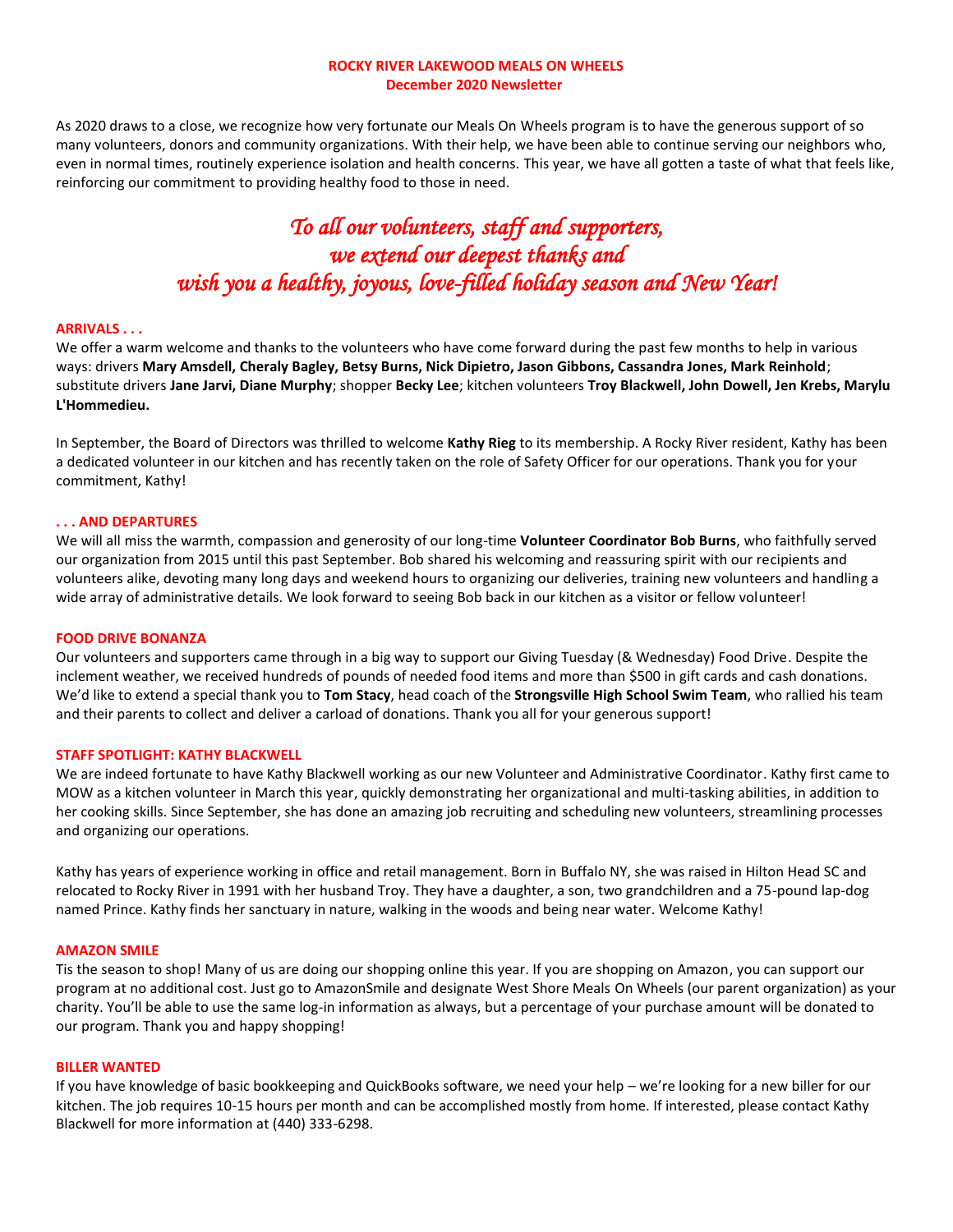**ROCKY RIVER LAKEWOOD MEALS ON WHEELS**
**December 2020 Newsletter**

As 2020 draws to a close, we recognize how very fortunate our Meals On Wheels program is to have the generous support of so many volunteers, donors and community organizations. With their help, we have been able to continue serving our neighbors who, even in normal times, routinely experience isolation and health concerns. This year, we have all gotten a taste of what that feels like, reinforcing our commitment to providing healthy food to those in need.

*To all our volunteers, staff and supporters,*
*we extend our deepest thanks and*
*wish you a healthy, joyous, love-filled holiday season and New Year!*

**ARRIVALS . . .**

We offer a warm welcome and thanks to the volunteers who have come forward during the past few months to help in various ways: drivers **Mary Amsdell, Cheraly Bagley, Betsy Burns, Nick Dipietro, Jason Gibbons, Cassandra Jones, Mark Reinhold**; substitute drivers **Jane Jarvi, Diane Murphy**; shopper **Becky Lee**; kitchen volunteers **Troy Blackwell, John Dowell, Jen Krebs, Marylu L'Hommedieu.**

In September, the Board of Directors was thrilled to welcome **Kathy Rieg** to its membership. A Rocky River resident, Kathy has been a dedicated volunteer in our kitchen and has recently taken on the role of Safety Officer for our operations. Thank you for your commitment, Kathy!

**. . . AND DEPARTURES**

We will all miss the warmth, compassion and generosity of our long-time **Volunteer Coordinator Bob Burns**, who faithfully served our organization from 2015 until this past September. Bob shared his welcoming and reassuring spirit with our recipients and volunteers alike, devoting many long days and weekend hours to organizing our deliveries, training new volunteers and handling a wide array of administrative details. We look forward to seeing Bob back in our kitchen as a visitor or fellow volunteer!

**FOOD DRIVE BONANZA**

Our volunteers and supporters came through in a big way to support our Giving Tuesday (& Wednesday) Food Drive. Despite the inclement weather, we received hundreds of pounds of needed food items and more than $500 in gift cards and cash donations. We'd like to extend a special thank you to **Tom Stacy**, head coach of the **Strongsville High School Swim Team**, who rallied his team and their parents to collect and deliver a carload of donations. Thank you all for your generous support!

**STAFF SPOTLIGHT: KATHY BLACKWELL**

We are indeed fortunate to have Kathy Blackwell working as our new Volunteer and Administrative Coordinator. Kathy first came to MOW as a kitchen volunteer in March this year, quickly demonstrating her organizational and multi-tasking abilities, in addition to her cooking skills. Since September, she has done an amazing job recruiting and scheduling new volunteers, streamlining processes and organizing our operations.

Kathy has years of experience working in office and retail management. Born in Buffalo NY, she was raised in Hilton Head SC and relocated to Rocky River in 1991 with her husband Troy. They have a daughter, a son, two grandchildren and a 75-pound lap-dog named Prince. Kathy finds her sanctuary in nature, walking in the woods and being near water. Welcome Kathy!

**AMAZON SMILE**

Tis the season to shop! Many of us are doing our shopping online this year. If you are shopping on Amazon, you can support our program at no additional cost. Just go to AmazonSmile and designate West Shore Meals On Wheels (our parent organization) as your charity. You'll be able to use the same log-in information as always, but a percentage of your purchase amount will be donated to our program. Thank you and happy shopping!

**BILLER WANTED**

If you have knowledge of basic bookkeeping and QuickBooks software, we need your help – we're looking for a new biller for our kitchen. The job requires 10-15 hours per month and can be accomplished mostly from home. If interested, please contact Kathy Blackwell for more information at (440) 333-6298.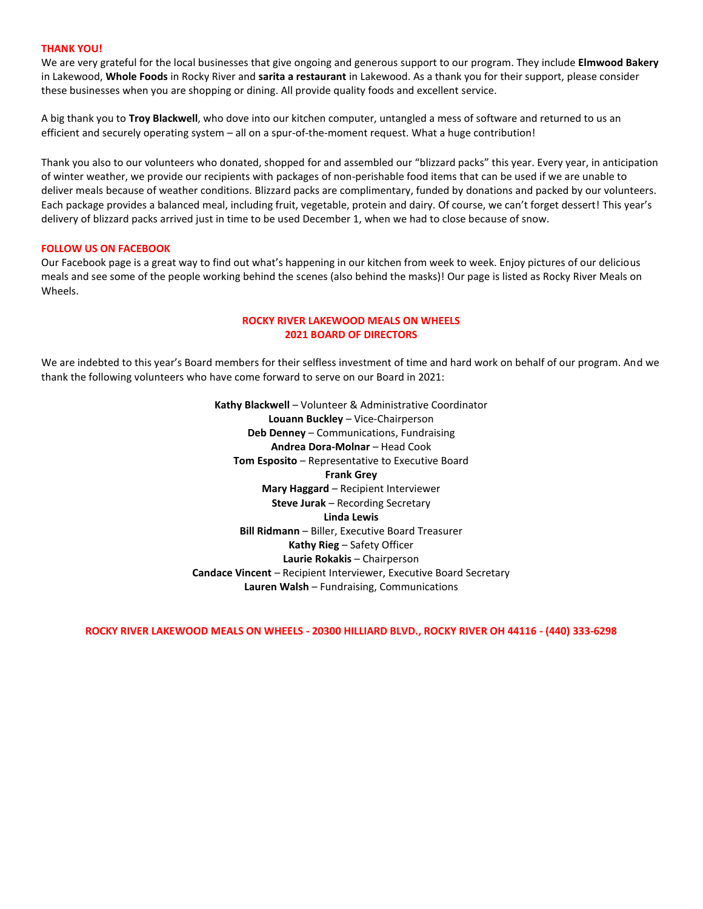## THANK YOU!

We are very grateful for the local businesses that give ongoing and generous support to our program. They include **Elmwood Bakery** in Lakewood, **Whole Foods** in Rocky River and **sarita a restaurant** in Lakewood. As a thank you for their support, please consider these businesses when you are shopping or dining. All provide quality foods and excellent service.

A big thank you to **Troy Blackwell**, who dove into our kitchen computer, untangled a mess of software and returned to us an efficient and securely operating system – all on a spur-of-the-moment request. What a huge contribution!

Thank you also to our volunteers who donated, shopped for and assembled our "blizzard packs" this year. Every year, in anticipation of winter weather, we provide our recipients with packages of non-perishable food items that can be used if we are unable to deliver meals because of weather conditions. Blizzard packs are complimentary, funded by donations and packed by our volunteers. Each package provides a balanced meal, including fruit, vegetable, protein and dairy. Of course, we can't forget dessert! This year's delivery of blizzard packs arrived just in time to be used December 1, when we had to close because of snow.

## FOLLOW US ON FACEBOOK

Our Facebook page is a great way to find out what's happening in our kitchen from week to week. Enjoy pictures of our delicious meals and see some of the people working behind the scenes (also behind the masks)! Our page is listed as Rocky River Meals on Wheels.

## ROCKY RIVER LAKEWOOD MEALS ON WHEELS
## 2021 BOARD OF DIRECTORS

We are indebted to this year's Board members for their selfless investment of time and hard work on behalf of our program. And we thank the following volunteers who have come forward to serve on our Board in 2021:

**Kathy Blackwell** – Volunteer & Administrative Coordinator
**Louann Buckley** – Vice-Chairperson
**Deb Denney** – Communications, Fundraising
**Andrea Dora-Molnar** – Head Cook
**Tom Esposito** – Representative to Executive Board
**Frank Grey**
**Mary Haggard** – Recipient Interviewer
**Steve Jurak** – Recording Secretary
**Linda Lewis**
**Bill Ridmann** – Biller, Executive Board Treasurer
**Kathy Rieg** – Safety Officer
**Laurie Rokakis** – Chairperson
**Candace Vincent** – Recipient Interviewer, Executive Board Secretary
**Lauren Walsh** – Fundraising, Communications

**ROCKY RIVER LAKEWOOD MEALS ON WHEELS - 20300 HILLIARD BLVD., ROCKY RIVER OH 44116 - (440) 333-6298**